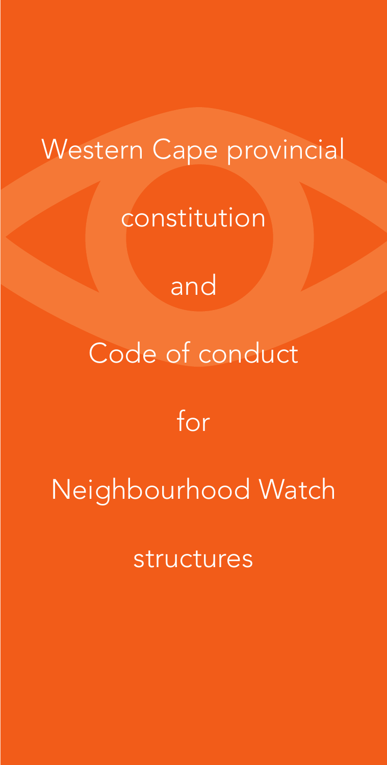# Western Cape provincial constitution and Code of conduct for Neighbourhood Watch structures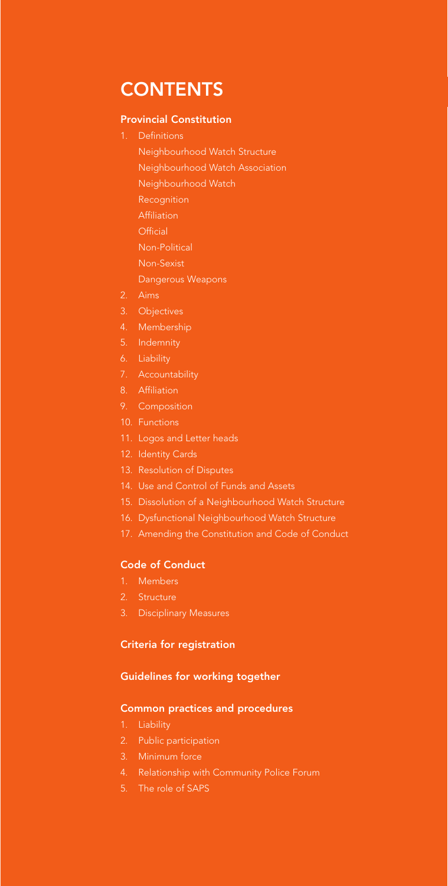# CONTENTS

### Provincial Constitution

1. Definitions
   - Neighbourhood Watch Structure
   - Neighbourhood Watch Association
   - Neighbourhood Watch
   - Recognition
   - Affiliation
   - Official
   - Non-Political
   - Non-Sexist
   - Dangerous Weapons
2. Aims
3. Objectives
4. Membership
5. Indemnity
6. Liability
7. Accountability
8. Affiliation
9. Composition
10. Functions
11. Logos and Letter heads
12. Identity Cards
13. Resolution of Disputes
14. Use and Control of Funds and Assets
15. Dissolution of a Neighbourhood Watch Structure
16. Dysfunctional Neighbourhood Watch Structure
17. Amending the Constitution and Code of Conduct

### Code of Conduct

1. Members
2. Structure
3. Disciplinary Measures

### Criteria for registration

### Guidelines for working together

### Common practices and procedures

1. Liability
2. Public participation
3. Minimum force
4. Relationship with Community Police Forum
5. The role of SAPS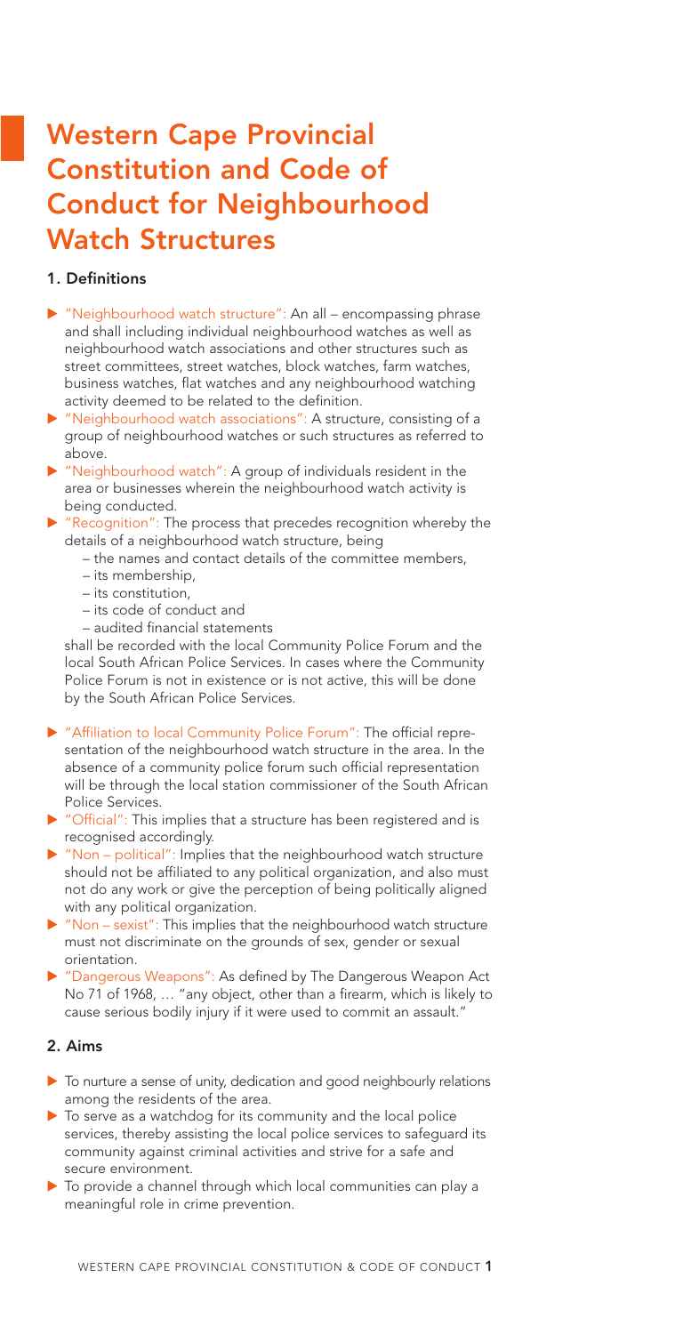# Western Cape Provincial Constitution and Code of Conduct for Neighbourhood Watch Structures

## 1. Definitions

- "Neighbourhood watch structure": An all – encompassing phrase and shall including individual neighbourhood watches as well as neighbourhood watch associations and other structures such as street committees, street watches, block watches, farm watches, business watches, flat watches and any neighbourhood watching activity deemed to be related to the definition.
- "Neighbourhood watch associations": A structure, consisting of a group of neighbourhood watches or such structures as referred to above.
- "Neighbourhood watch": A group of individuals resident in the area or businesses wherein the neighbourhood watch activity is being conducted.
- "Recognition": The process that precedes recognition whereby the details of a neighbourhood watch structure, being
  - the names and contact details of the committee members,
  - its membership,
  - its constitution,
  - its code of conduct and
  - audited financial statements

  shall be recorded with the local Community Police Forum and the local South African Police Services. In cases where the Community Police Forum is not in existence or is not active, this will be done by the South African Police Services.
- "Affiliation to local Community Police Forum": The official representation of the neighbourhood watch structure in the area. In the absence of a community police forum such official representation will be through the local station commissioner of the South African Police Services.
- "Official": This implies that a structure has been registered and is recognised accordingly.
- "Non – political": Implies that the neighbourhood watch structure should not be affiliated to any political organization, and also must not do any work or give the perception of being politically aligned with any political organization.
- "Non – sexist": This implies that the neighbourhood watch structure must not discriminate on the grounds of sex, gender or sexual orientation.
- "Dangerous Weapons": As defined by The Dangerous Weapon Act No 71 of 1968, … "any object, other than a firearm, which is likely to cause serious bodily injury if it were used to commit an assault."

## 2. Aims

- To nurture a sense of unity, dedication and good neighbourly relations among the residents of the area.
- To serve as a watchdog for its community and the local police services, thereby assisting the local police services to safeguard its community against criminal activities and strive for a safe and secure environment.
- To provide a channel through which local communities can play a meaningful role in crime prevention.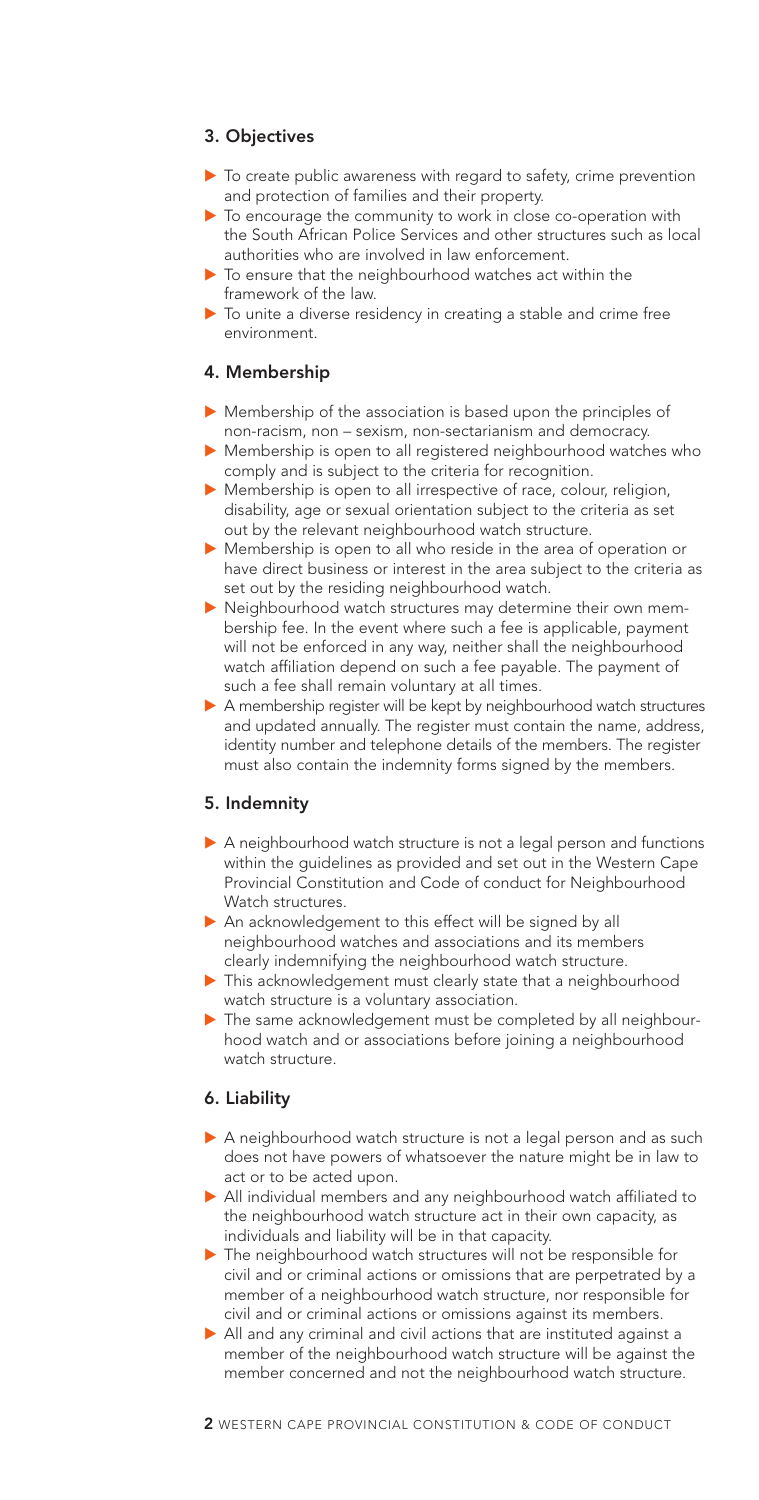## 3. Objectives

- To create public awareness with regard to safety, crime prevention and protection of families and their property.
- To encourage the community to work in close co-operation with the South African Police Services and other structures such as local authorities who are involved in law enforcement.
- To ensure that the neighbourhood watches act within the framework of the law.
- To unite a diverse residency in creating a stable and crime free environment.

## 4. Membership

- Membership of the association is based upon the principles of non-racism, non – sexism, non-sectarianism and democracy.
- Membership is open to all registered neighbourhood watches who comply and is subject to the criteria for recognition.
- Membership is open to all irrespective of race, colour, religion, disability, age or sexual orientation subject to the criteria as set out by the relevant neighbourhood watch structure.
- Membership is open to all who reside in the area of operation or have direct business or interest in the area subject to the criteria as set out by the residing neighbourhood watch.
- Neighbourhood watch structures may determine their own membership fee. In the event where such a fee is applicable, payment will not be enforced in any way, neither shall the neighbourhood watch affiliation depend on such a fee payable. The payment of such a fee shall remain voluntary at all times.
- A membership register will be kept by neighbourhood watch structures and updated annually. The register must contain the name, address, identity number and telephone details of the members. The register must also contain the indemnity forms signed by the members.

## 5. Indemnity

- A neighbourhood watch structure is not a legal person and functions within the guidelines as provided and set out in the Western Cape Provincial Constitution and Code of conduct for Neighbourhood Watch structures.
- An acknowledgement to this effect will be signed by all neighbourhood watches and associations and its members clearly indemnifying the neighbourhood watch structure.
- This acknowledgement must clearly state that a neighbourhood watch structure is a voluntary association.
- The same acknowledgement must be completed by all neighbourhood watch and or associations before joining a neighbourhood watch structure.

## 6. Liability

- A neighbourhood watch structure is not a legal person and as such does not have powers of whatsoever the nature might be in law to act or to be acted upon.
- All individual members and any neighbourhood watch affiliated to the neighbourhood watch structure act in their own capacity, as individuals and liability will be in that capacity.
- The neighbourhood watch structures will not be responsible for civil and or criminal actions or omissions that are perpetrated by a member of a neighbourhood watch structure, nor responsible for civil and or criminal actions or omissions against its members.
- All and any criminal and civil actions that are instituted against a member of the neighbourhood watch structure will be against the member concerned and not the neighbourhood watch structure.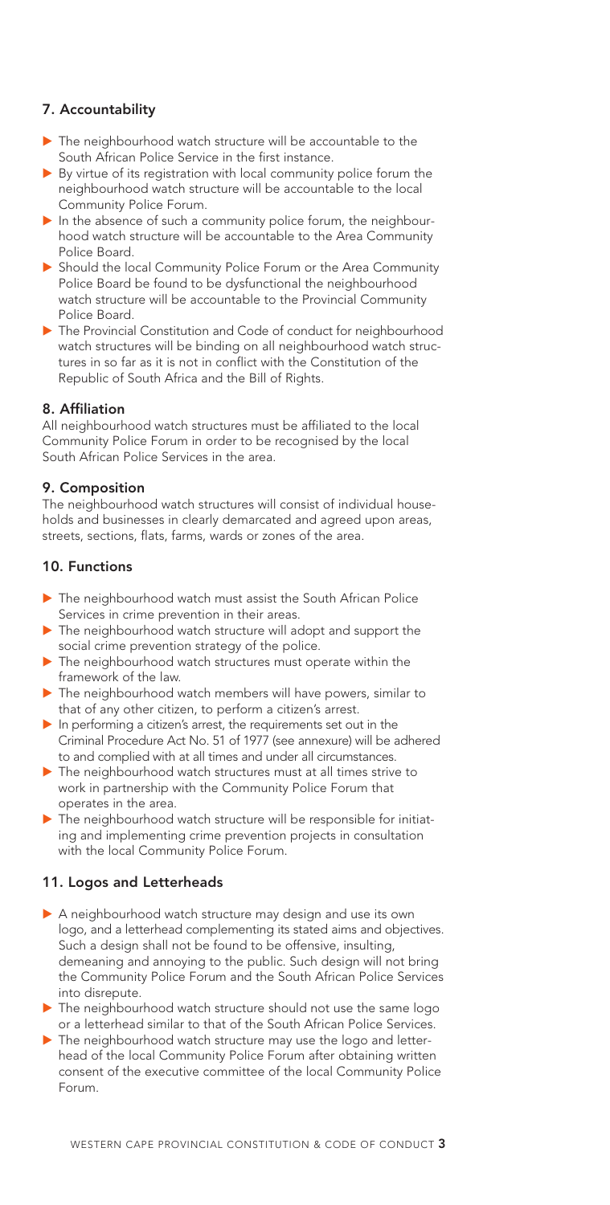## 7. Accountability

- The neighbourhood watch structure will be accountable to the South African Police Service in the first instance.
- By virtue of its registration with local community police forum the neighbourhood watch structure will be accountable to the local Community Police Forum.
- In the absence of such a community police forum, the neighbourhood watch structure will be accountable to the Area Community Police Board.
- Should the local Community Police Forum or the Area Community Police Board be found to be dysfunctional the neighbourhood watch structure will be accountable to the Provincial Community Police Board.
- The Provincial Constitution and Code of conduct for neighbourhood watch structures will be binding on all neighbourhood watch structures in so far as it is not in conflict with the Constitution of the Republic of South Africa and the Bill of Rights.

## 8. Affiliation

All neighbourhood watch structures must be affiliated to the local Community Police Forum in order to be recognised by the local South African Police Services in the area.

## 9. Composition

The neighbourhood watch structures will consist of individual households and businesses in clearly demarcated and agreed upon areas, streets, sections, flats, farms, wards or zones of the area.

## 10. Functions

- The neighbourhood watch must assist the South African Police Services in crime prevention in their areas.
- The neighbourhood watch structure will adopt and support the social crime prevention strategy of the police.
- The neighbourhood watch structures must operate within the framework of the law.
- The neighbourhood watch members will have powers, similar to that of any other citizen, to perform a citizen's arrest.
- In performing a citizen's arrest, the requirements set out in the Criminal Procedure Act No. 51 of 1977 (see annexure) will be adhered to and complied with at all times and under all circumstances.
- The neighbourhood watch structures must at all times strive to work in partnership with the Community Police Forum that operates in the area.
- The neighbourhood watch structure will be responsible for initiating and implementing crime prevention projects in consultation with the local Community Police Forum.

## 11. Logos and Letterheads

- A neighbourhood watch structure may design and use its own logo, and a letterhead complementing its stated aims and objectives. Such a design shall not be found to be offensive, insulting, demeaning and annoying to the public. Such design will not bring the Community Police Forum and the South African Police Services into disrepute.
- The neighbourhood watch structure should not use the same logo or a letterhead similar to that of the South African Police Services.
- The neighbourhood watch structure may use the logo and letterhead of the local Community Police Forum after obtaining written consent of the executive committee of the local Community Police Forum.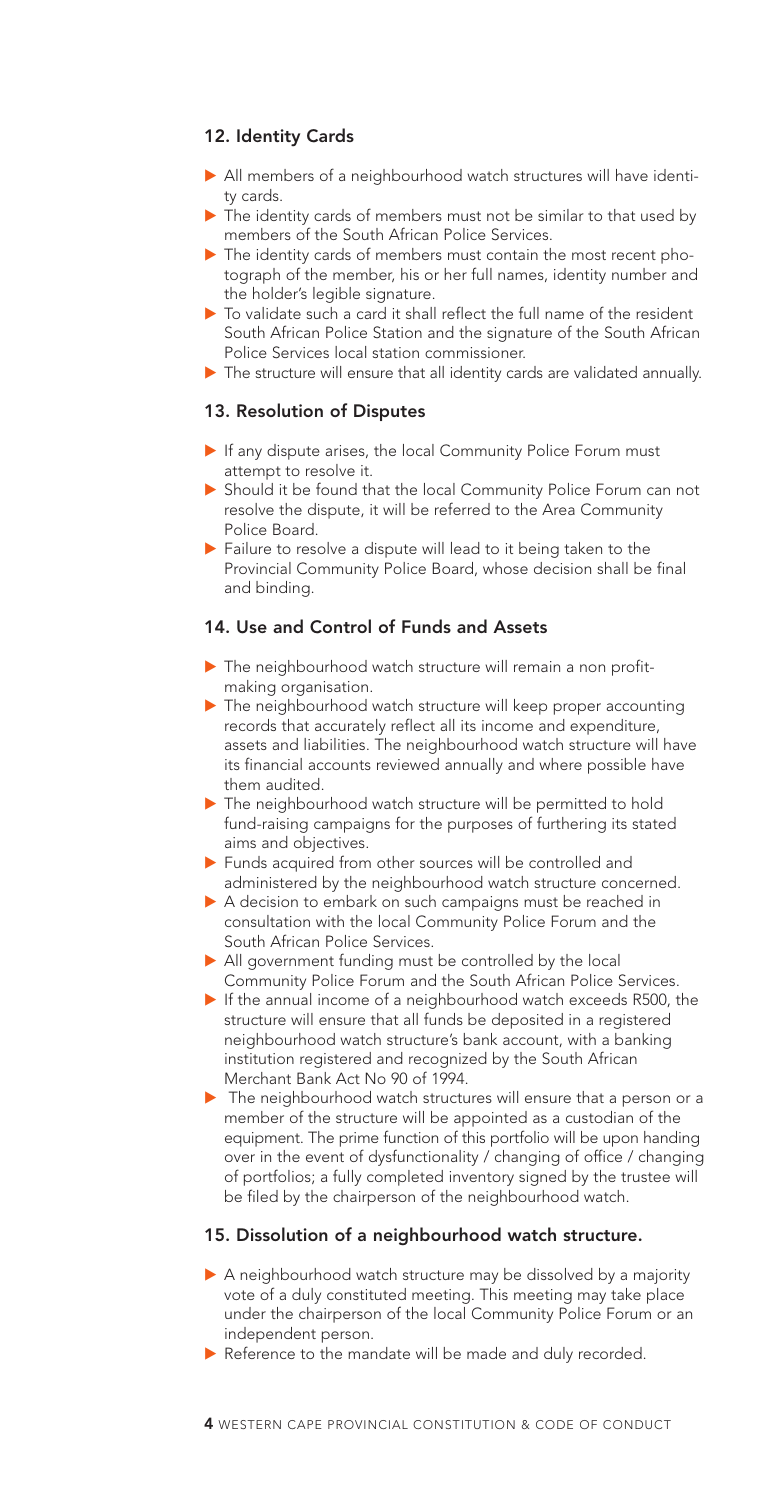## 12. Identity Cards

- All members of a neighbourhood watch structures will have identity cards.
- The identity cards of members must not be similar to that used by members of the South African Police Services.
- The identity cards of members must contain the most recent photograph of the member, his or her full names, identity number and the holder's legible signature.
- To validate such a card it shall reflect the full name of the resident South African Police Station and the signature of the South African Police Services local station commissioner.
- The structure will ensure that all identity cards are validated annually.

## 13. Resolution of Disputes

- If any dispute arises, the local Community Police Forum must attempt to resolve it.
- Should it be found that the local Community Police Forum can not resolve the dispute, it will be referred to the Area Community Police Board.
- Failure to resolve a dispute will lead to it being taken to the Provincial Community Police Board, whose decision shall be final and binding.

## 14. Use and Control of Funds and Assets

- The neighbourhood watch structure will remain a non profit-making organisation.
- The neighbourhood watch structure will keep proper accounting records that accurately reflect all its income and expenditure, assets and liabilities. The neighbourhood watch structure will have its financial accounts reviewed annually and where possible have them audited.
- The neighbourhood watch structure will be permitted to hold fund-raising campaigns for the purposes of furthering its stated aims and objectives.
- Funds acquired from other sources will be controlled and administered by the neighbourhood watch structure concerned.
- A decision to embark on such campaigns must be reached in consultation with the local Community Police Forum and the South African Police Services.
- All government funding must be controlled by the local Community Police Forum and the South African Police Services.
- If the annual income of a neighbourhood watch exceeds R500, the structure will ensure that all funds be deposited in a registered neighbourhood watch structure's bank account, with a banking institution registered and recognized by the South African Merchant Bank Act No 90 of 1994.
- The neighbourhood watch structures will ensure that a person or a member of the structure will be appointed as a custodian of the equipment. The prime function of this portfolio will be upon handing over in the event of dysfunctionality / changing of office / changing of portfolios; a fully completed inventory signed by the trustee will be filed by the chairperson of the neighbourhood watch.

## 15. Dissolution of a neighbourhood watch structure.

- A neighbourhood watch structure may be dissolved by a majority vote of a duly constituted meeting. This meeting may take place under the chairperson of the local Community Police Forum or an independent person.
- Reference to the mandate will be made and duly recorded.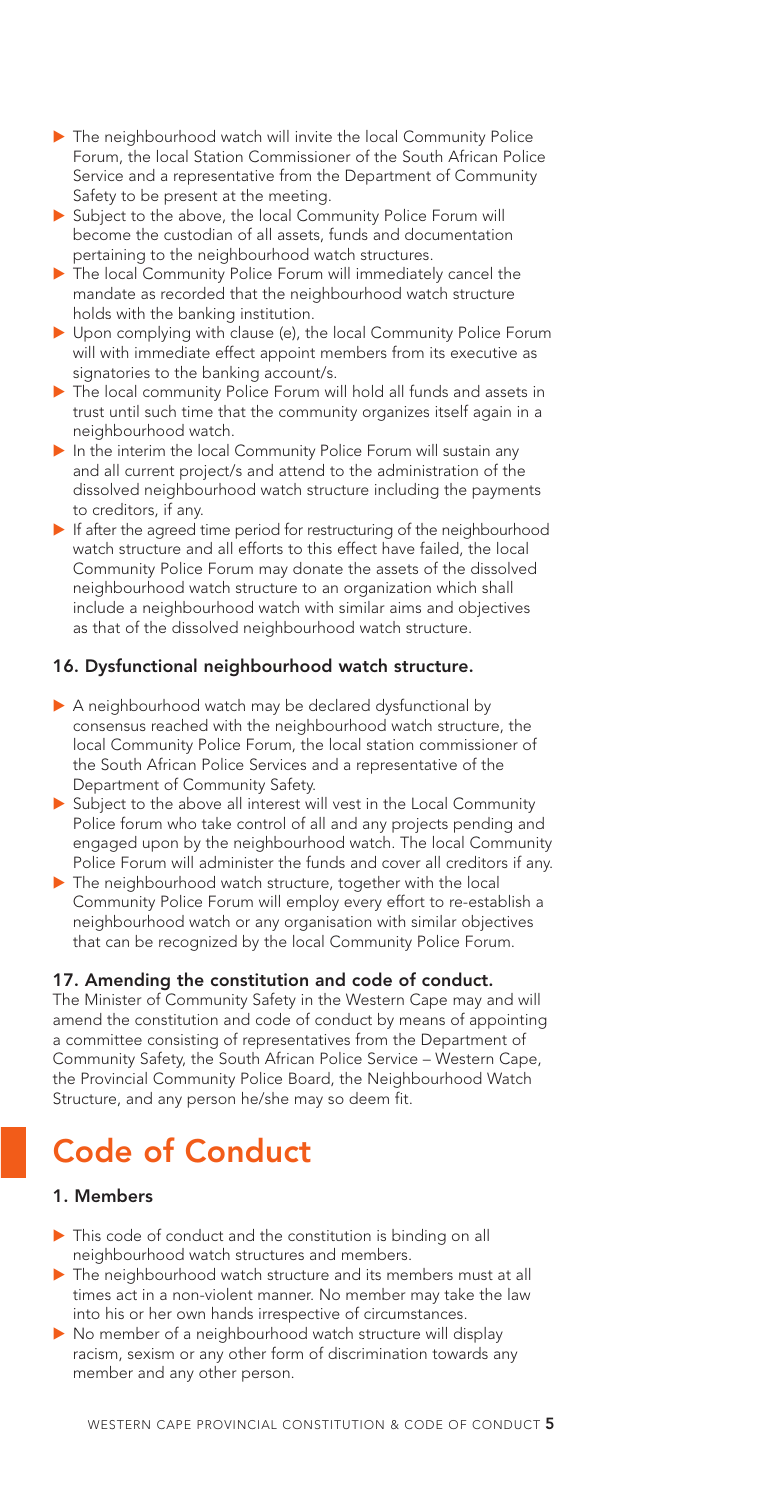- The neighbourhood watch will invite the local Community Police Forum, the local Station Commissioner of the South African Police Service and a representative from the Department of Community Safety to be present at the meeting.
- Subject to the above, the local Community Police Forum will become the custodian of all assets, funds and documentation pertaining to the neighbourhood watch structures.
- The local Community Police Forum will immediately cancel the mandate as recorded that the neighbourhood watch structure holds with the banking institution.
- Upon complying with clause (e), the local Community Police Forum will with immediate effect appoint members from its executive as signatories to the banking account/s.
- The local community Police Forum will hold all funds and assets in trust until such time that the community organizes itself again in a neighbourhood watch.
- In the interim the local Community Police Forum will sustain any and all current project/s and attend to the administration of the dissolved neighbourhood watch structure including the payments to creditors, if any.
- If after the agreed time period for restructuring of the neighbourhood watch structure and all efforts to this effect have failed, the local Community Police Forum may donate the assets of the dissolved neighbourhood watch structure to an organization which shall include a neighbourhood watch with similar aims and objectives as that of the dissolved neighbourhood watch structure.

### 16. Dysfunctional neighbourhood watch structure.

- A neighbourhood watch may be declared dysfunctional by consensus reached with the neighbourhood watch structure, the local Community Police Forum, the local station commissioner of the South African Police Services and a representative of the Department of Community Safety.
- Subject to the above all interest will vest in the Local Community Police forum who take control of all and any projects pending and engaged upon by the neighbourhood watch. The local Community Police Forum will administer the funds and cover all creditors if any.
- The neighbourhood watch structure, together with the local Community Police Forum will employ every effort to re-establish a neighbourhood watch or any organisation with similar objectives that can be recognized by the local Community Police Forum.

### 17. Amending the constitution and code of conduct.

The Minister of Community Safety in the Western Cape may and will amend the constitution and code of conduct by means of appointing a committee consisting of representatives from the Department of Community Safety, the South African Police Service – Western Cape, the Provincial Community Police Board, the Neighbourhood Watch Structure, and any person he/she may so deem fit.

# Code of Conduct

### 1. Members

- This code of conduct and the constitution is binding on all neighbourhood watch structures and members.
- The neighbourhood watch structure and its members must at all times act in a non-violent manner. No member may take the law into his or her own hands irrespective of circumstances.
- No member of a neighbourhood watch structure will display racism, sexism or any other form of discrimination towards any member and any other person.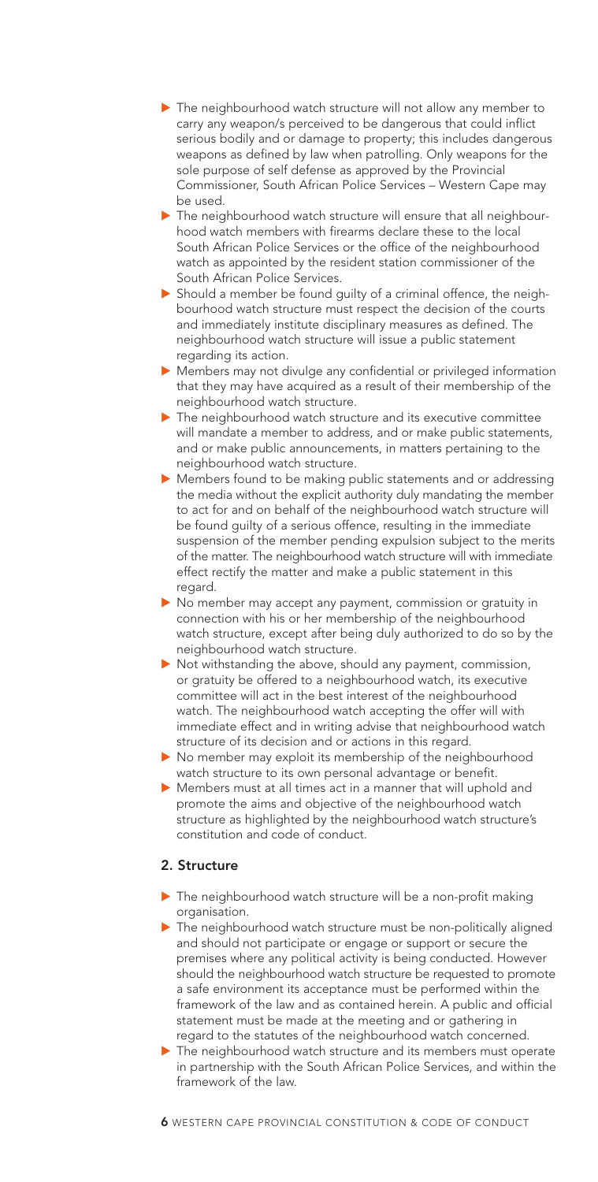- The neighbourhood watch structure will not allow any member to carry any weapon/s perceived to be dangerous that could inflict serious bodily and or damage to property; this includes dangerous weapons as defined by law when patrolling. Only weapons for the sole purpose of self defense as approved by the Provincial Commissioner, South African Police Services – Western Cape may be used.
- The neighbourhood watch structure will ensure that all neighbourhood watch members with firearms declare these to the local South African Police Services or the office of the neighbourhood watch as appointed by the resident station commissioner of the South African Police Services.
- Should a member be found guilty of a criminal offence, the neighbourhood watch structure must respect the decision of the courts and immediately institute disciplinary measures as defined. The neighbourhood watch structure will issue a public statement regarding its action.
- Members may not divulge any confidential or privileged information that they may have acquired as a result of their membership of the neighbourhood watch structure.
- The neighbourhood watch structure and its executive committee will mandate a member to address, and or make public statements, and or make public announcements, in matters pertaining to the neighbourhood watch structure.
- Members found to be making public statements and or addressing the media without the explicit authority duly mandating the member to act for and on behalf of the neighbourhood watch structure will be found guilty of a serious offence, resulting in the immediate suspension of the member pending expulsion subject to the merits of the matter. The neighbourhood watch structure will with immediate effect rectify the matter and make a public statement in this regard.
- No member may accept any payment, commission or gratuity in connection with his or her membership of the neighbourhood watch structure, except after being duly authorized to do so by the neighbourhood watch structure.
- Not withstanding the above, should any payment, commission, or gratuity be offered to a neighbourhood watch, its executive committee will act in the best interest of the neighbourhood watch. The neighbourhood watch accepting the offer will with immediate effect and in writing advise that neighbourhood watch structure of its decision and or actions in this regard.
- No member may exploit its membership of the neighbourhood watch structure to its own personal advantage or benefit.
- Members must at all times act in a manner that will uphold and promote the aims and objective of the neighbourhood watch structure as highlighted by the neighbourhood watch structure's constitution and code of conduct.

## 2. Structure

- The neighbourhood watch structure will be a non-profit making organisation.
- The neighbourhood watch structure must be non-politically aligned and should not participate or engage or support or secure the premises where any political activity is being conducted. However should the neighbourhood watch structure be requested to promote a safe environment its acceptance must be performed within the framework of the law and as contained herein. A public and official statement must be made at the meeting and or gathering in regard to the statutes of the neighbourhood watch concerned.
- The neighbourhood watch structure and its members must operate in partnership with the South African Police Services, and within the framework of the law.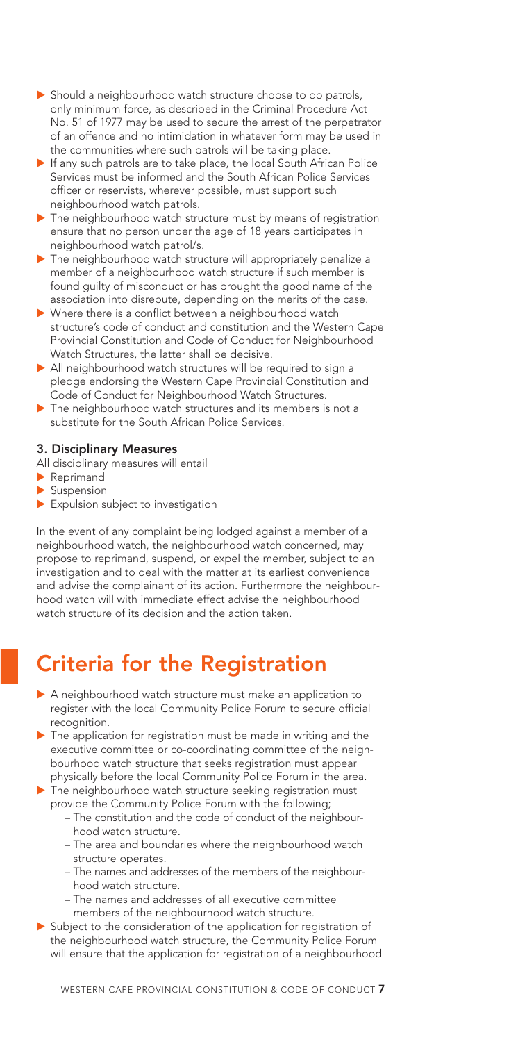- Should a neighbourhood watch structure choose to do patrols, only minimum force, as described in the Criminal Procedure Act No. 51 of 1977 may be used to secure the arrest of the perpetrator of an offence and no intimidation in whatever form may be used in the communities where such patrols will be taking place.
- If any such patrols are to take place, the local South African Police Services must be informed and the South African Police Services officer or reservists, wherever possible, must support such neighbourhood watch patrols.
- The neighbourhood watch structure must by means of registration ensure that no person under the age of 18 years participates in neighbourhood watch patrol/s.
- The neighbourhood watch structure will appropriately penalize a member of a neighbourhood watch structure if such member is found guilty of misconduct or has brought the good name of the association into disrepute, depending on the merits of the case.
- Where there is a conflict between a neighbourhood watch structure's code of conduct and constitution and the Western Cape Provincial Constitution and Code of Conduct for Neighbourhood Watch Structures, the latter shall be decisive.
- All neighbourhood watch structures will be required to sign a pledge endorsing the Western Cape Provincial Constitution and Code of Conduct for Neighbourhood Watch Structures.
- The neighbourhood watch structures and its members is not a substitute for the South African Police Services.

### 3. Disciplinary Measures

All disciplinary measures will entail

- Reprimand
- Suspension
- Expulsion subject to investigation

In the event of any complaint being lodged against a member of a neighbourhood watch, the neighbourhood watch concerned, may propose to reprimand, suspend, or expel the member, subject to an investigation and to deal with the matter at its earliest convenience and advise the complainant of its action. Furthermore the neighbourhood watch will with immediate effect advise the neighbourhood watch structure of its decision and the action taken.

## Criteria for the Registration

- A neighbourhood watch structure must make an application to register with the local Community Police Forum to secure official recognition.
- The application for registration must be made in writing and the executive committee or co-coordinating committee of the neighbourhood watch structure that seeks registration must appear physically before the local Community Police Forum in the area.
- The neighbourhood watch structure seeking registration must provide the Community Police Forum with the following;
  - The constitution and the code of conduct of the neighbourhood watch structure.
  - The area and boundaries where the neighbourhood watch structure operates.
  - The names and addresses of the members of the neighbourhood watch structure.
  - The names and addresses of all executive committee members of the neighbourhood watch structure.
- Subject to the consideration of the application for registration of the neighbourhood watch structure, the Community Police Forum will ensure that the application for registration of a neighbourhood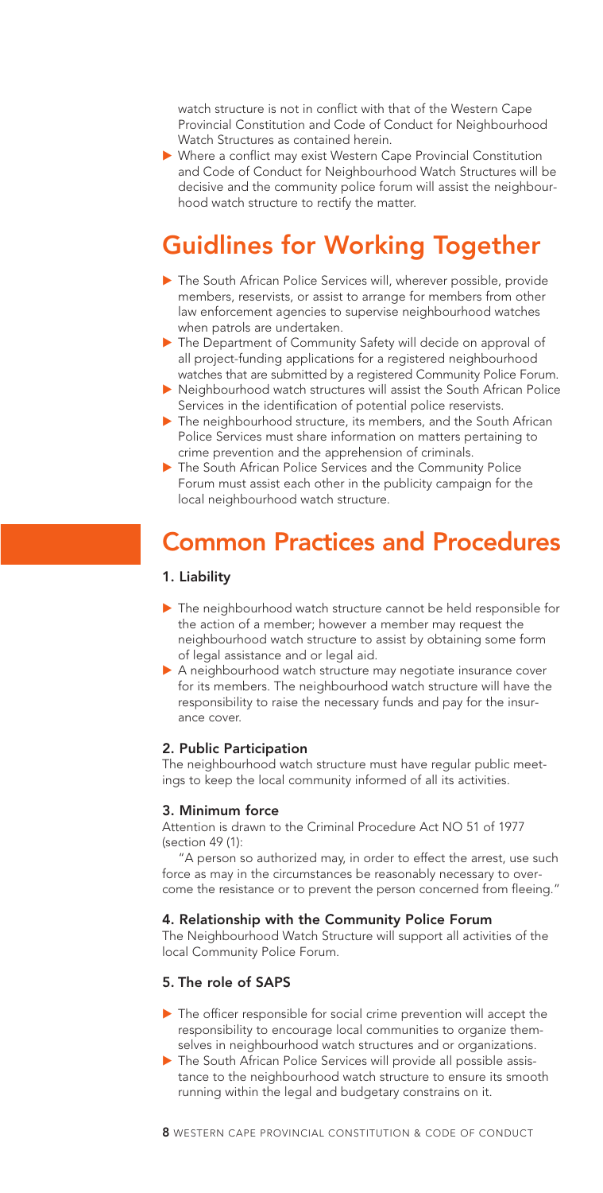watch structure is not in conflict with that of the Western Cape Provincial Constitution and Code of Conduct for Neighbourhood Watch Structures as contained herein.

- Where a conflict may exist Western Cape Provincial Constitution and Code of Conduct for Neighbourhood Watch Structures will be decisive and the community police forum will assist the neighbourhood watch structure to rectify the matter.

# Guidlines for Working Together

- The South African Police Services will, wherever possible, provide members, reservists, or assist to arrange for members from other law enforcement agencies to supervise neighbourhood watches when patrols are undertaken.
- The Department of Community Safety will decide on approval of all project-funding applications for a registered neighbourhood watches that are submitted by a registered Community Police Forum.
- Neighbourhood watch structures will assist the South African Police Services in the identification of potential police reservists.
- The neighbourhood structure, its members, and the South African Police Services must share information on matters pertaining to crime prevention and the apprehension of criminals.
- The South African Police Services and the Community Police Forum must assist each other in the publicity campaign for the local neighbourhood watch structure.

# Common Practices and Procedures

### 1. Liability

- The neighbourhood watch structure cannot be held responsible for the action of a member; however a member may request the neighbourhood watch structure to assist by obtaining some form of legal assistance and or legal aid.
- A neighbourhood watch structure may negotiate insurance cover for its members. The neighbourhood watch structure will have the responsibility to raise the necessary funds and pay for the insurance cover.

### 2. Public Participation

The neighbourhood watch structure must have regular public meetings to keep the local community informed of all its activities.

### 3. Minimum force

Attention is drawn to the Criminal Procedure Act NO 51 of 1977 (section 49 (1):

"A person so authorized may, in order to effect the arrest, use such force as may in the circumstances be reasonably necessary to overcome the resistance or to prevent the person concerned from fleeing."

### 4. Relationship with the Community Police Forum

The Neighbourhood Watch Structure will support all activities of the local Community Police Forum.

### 5. The role of SAPS

- The officer responsible for social crime prevention will accept the responsibility to encourage local communities to organize themselves in neighbourhood watch structures and or organizations.
- The South African Police Services will provide all possible assistance to the neighbourhood watch structure to ensure its smooth running within the legal and budgetary constrains on it.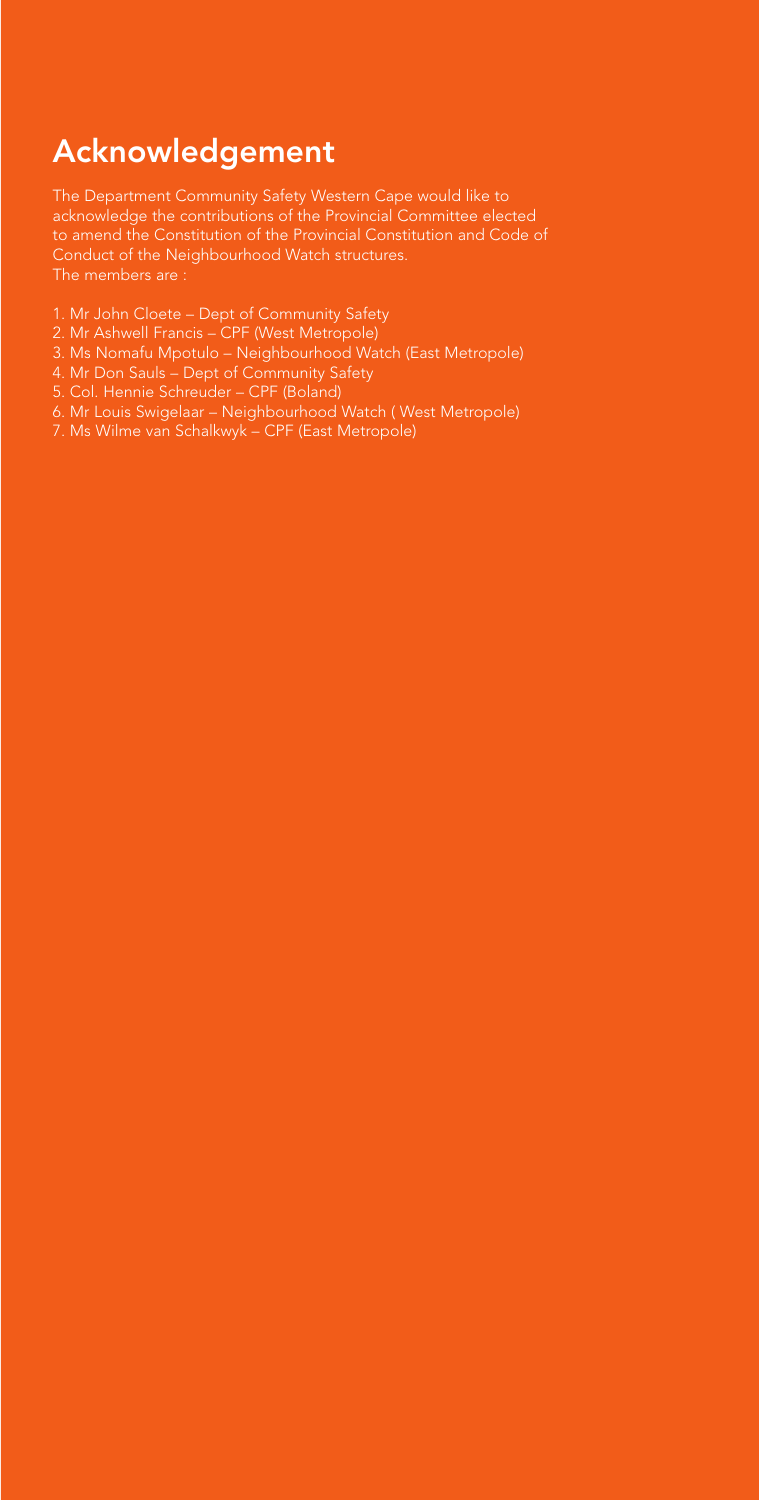# Acknowledgement

The Department Community Safety Western Cape would like to acknowledge the contributions of the Provincial Committee elected to amend the Constitution of the Provincial Constitution and Code of Conduct of the Neighbourhood Watch structures.
The members are :

1. Mr John Cloete – Dept of Community Safety
2. Mr Ashwell Francis – CPF (West Metropole)
3. Ms Nomafu Mpotulo – Neighbourhood Watch (East Metropole)
4. Mr Don Sauls – Dept of Community Safety
5. Col. Hennie Schreuder – CPF (Boland)
6. Mr Louis Swigelaar – Neighbourhood Watch ( West Metropole)
7. Ms Wilme van Schalkwyk – CPF (East Metropole)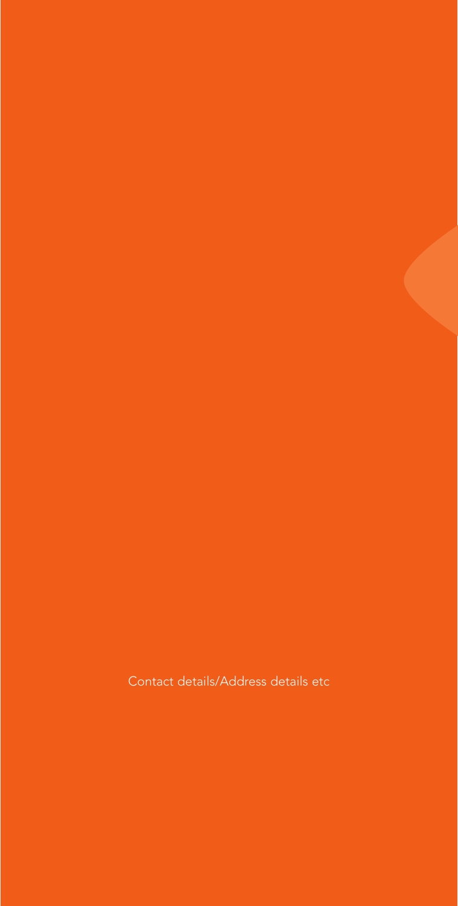Contact details/Address details etc